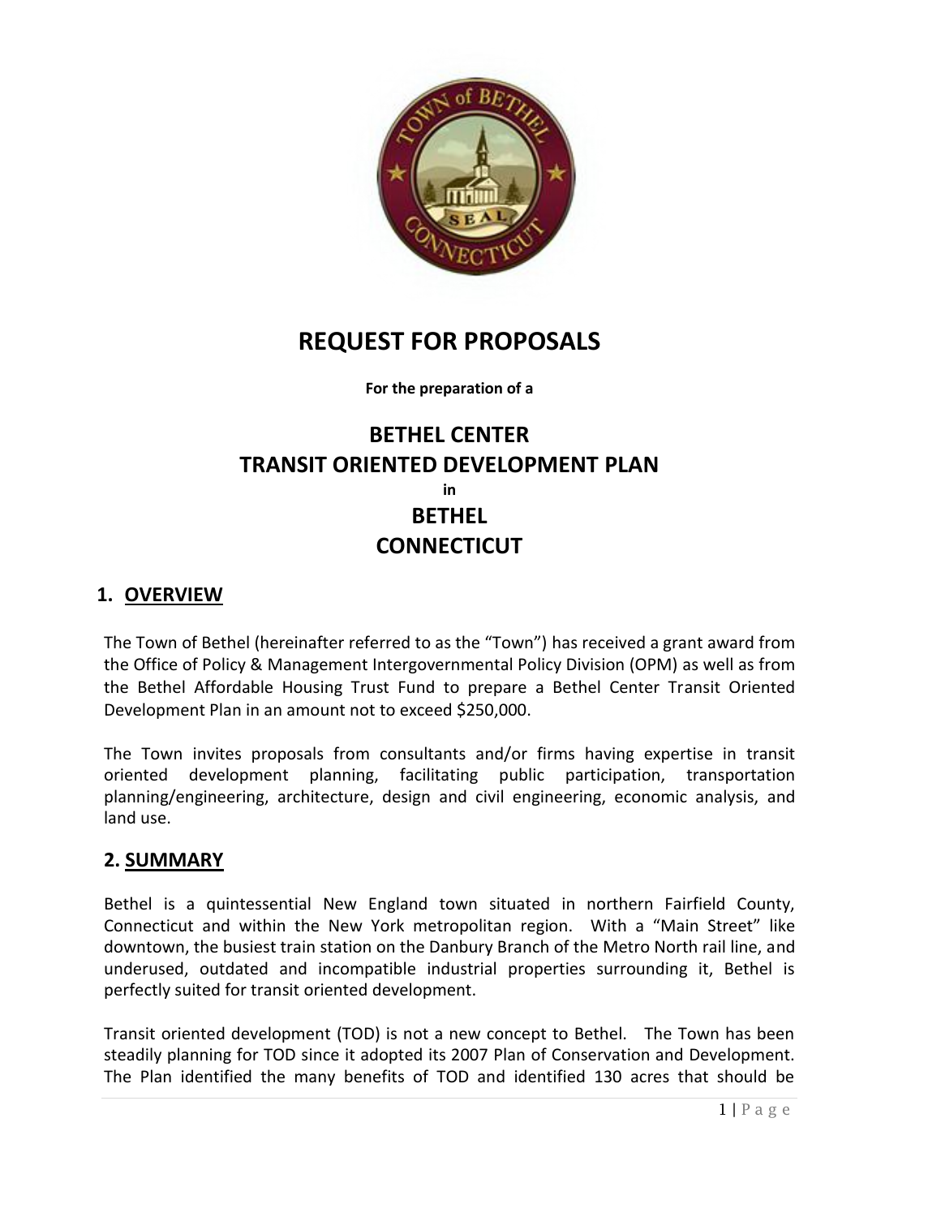# REQUEST FOR PROPOSALS

**For the preparation of a**

## BETHEL CENTER
## TRANSIT ORIENTED DEVELOPMENT PLAN

**in**

## BETHEL
## CONNECTICUT

## 1. OVERVIEW

The Town of Bethel (hereinafter referred to as the "Town") has received a grant award from the Office of Policy & Management Intergovernmental Policy Division (OPM) as well as from the Bethel Affordable Housing Trust Fund to prepare a Bethel Center Transit Oriented Development Plan in an amount not to exceed $250,000.

The Town invites proposals from consultants and/or firms having expertise in transit oriented development planning, facilitating public participation, transportation planning/engineering, architecture, design and civil engineering, economic analysis, and land use.

## 2. SUMMARY

Bethel is a quintessential New England town situated in northern Fairfield County, Connecticut and within the New York metropolitan region. With a "Main Street" like downtown, the busiest train station on the Danbury Branch of the Metro North rail line, and underused, outdated and incompatible industrial properties surrounding it, Bethel is perfectly suited for transit oriented development.

Transit oriented development (TOD) is not a new concept to Bethel. The Town has been steadily planning for TOD since it adopted its 2007 Plan of Conservation and Development. The Plan identified the many benefits of TOD and identified 130 acres that should be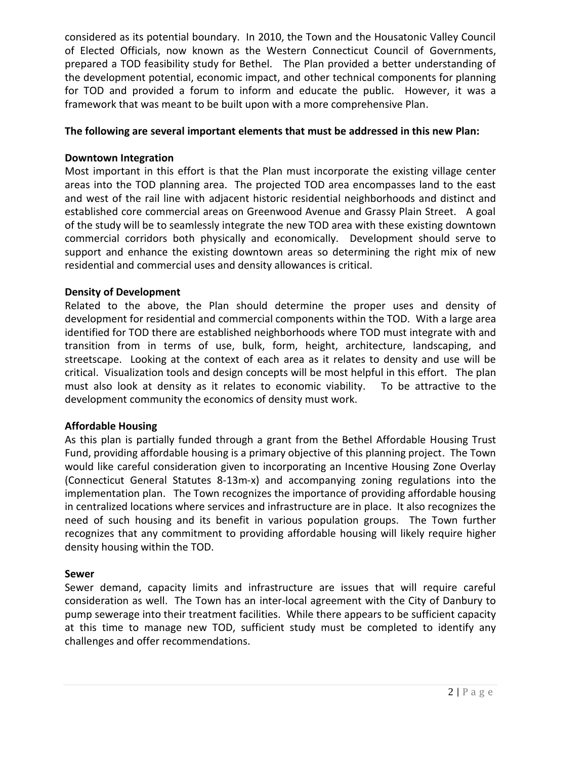considered as its potential boundary. In 2010, the Town and the Housatonic Valley Council of Elected Officials, now known as the Western Connecticut Council of Governments, prepared a TOD feasibility study for Bethel. The Plan provided a better understanding of the development potential, economic impact, and other technical components for planning for TOD and provided a forum to inform and educate the public. However, it was a framework that was meant to be built upon with a more comprehensive Plan.

**The following are several important elements that must be addressed in this new Plan:**

**Downtown Integration**

Most important in this effort is that the Plan must incorporate the existing village center areas into the TOD planning area. The projected TOD area encompasses land to the east and west of the rail line with adjacent historic residential neighborhoods and distinct and established core commercial areas on Greenwood Avenue and Grassy Plain Street. A goal of the study will be to seamlessly integrate the new TOD area with these existing downtown commercial corridors both physically and economically. Development should serve to support and enhance the existing downtown areas so determining the right mix of new residential and commercial uses and density allowances is critical.

**Density of Development**

Related to the above, the Plan should determine the proper uses and density of development for residential and commercial components within the TOD. With a large area identified for TOD there are established neighborhoods where TOD must integrate with and transition from in terms of use, bulk, form, height, architecture, landscaping, and streetscape. Looking at the context of each area as it relates to density and use will be critical. Visualization tools and design concepts will be most helpful in this effort. The plan must also look at density as it relates to economic viability. To be attractive to the development community the economics of density must work.

**Affordable Housing**

As this plan is partially funded through a grant from the Bethel Affordable Housing Trust Fund, providing affordable housing is a primary objective of this planning project. The Town would like careful consideration given to incorporating an Incentive Housing Zone Overlay (Connecticut General Statutes 8-13m-x) and accompanying zoning regulations into the implementation plan. The Town recognizes the importance of providing affordable housing in centralized locations where services and infrastructure are in place. It also recognizes the need of such housing and its benefit in various population groups. The Town further recognizes that any commitment to providing affordable housing will likely require higher density housing within the TOD.

**Sewer**

Sewer demand, capacity limits and infrastructure are issues that will require careful consideration as well. The Town has an inter-local agreement with the City of Danbury to pump sewerage into their treatment facilities. While there appears to be sufficient capacity at this time to manage new TOD, sufficient study must be completed to identify any challenges and offer recommendations.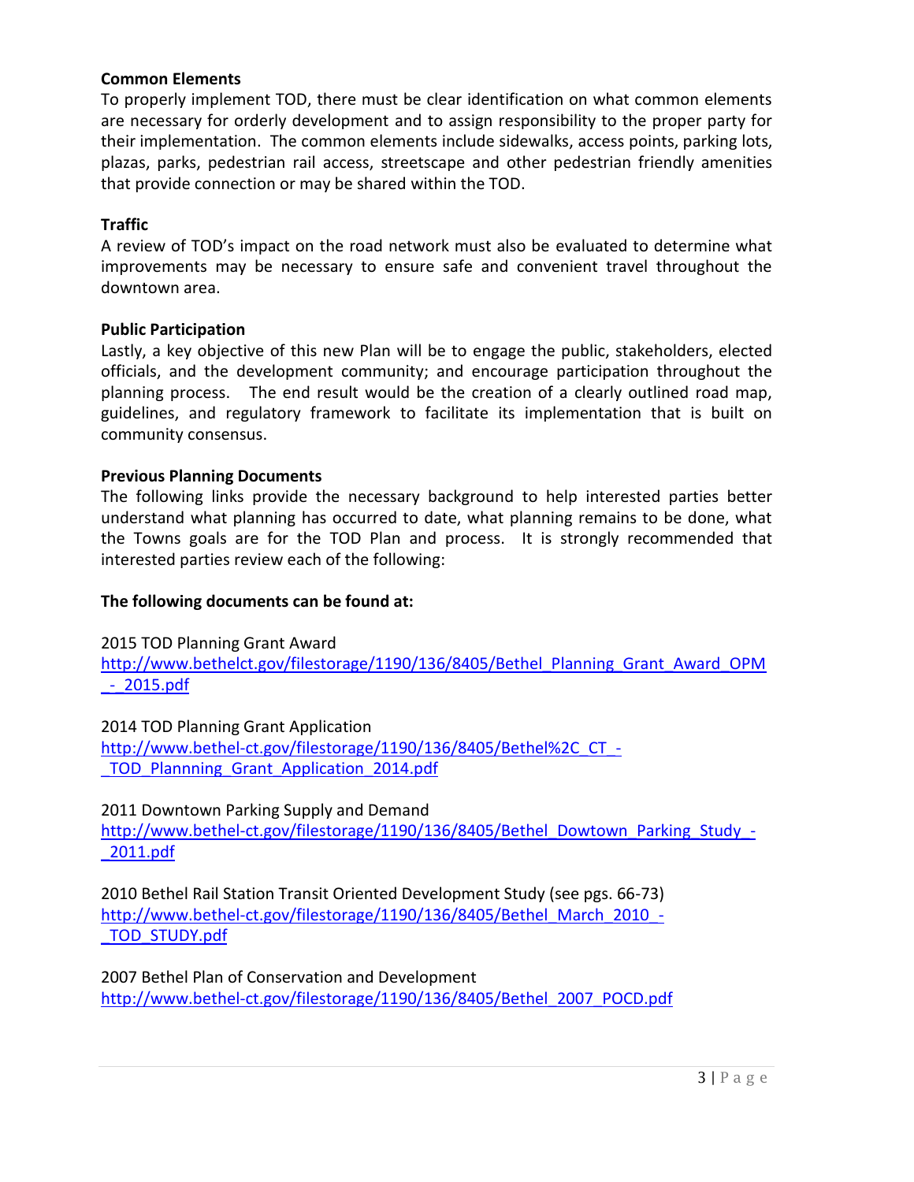**Common Elements**

To properly implement TOD, there must be clear identification on what common elements are necessary for orderly development and to assign responsibility to the proper party for their implementation. The common elements include sidewalks, access points, parking lots, plazas, parks, pedestrian rail access, streetscape and other pedestrian friendly amenities that provide connection or may be shared within the TOD.

**Traffic**

A review of TOD's impact on the road network must also be evaluated to determine what improvements may be necessary to ensure safe and convenient travel throughout the downtown area.

**Public Participation**

Lastly, a key objective of this new Plan will be to engage the public, stakeholders, elected officials, and the development community; and encourage participation throughout the planning process. The end result would be the creation of a clearly outlined road map, guidelines, and regulatory framework to facilitate its implementation that is built on community consensus.

**Previous Planning Documents**

The following links provide the necessary background to help interested parties better understand what planning has occurred to date, what planning remains to be done, what the Towns goals are for the TOD Plan and process. It is strongly recommended that interested parties review each of the following:

**The following documents can be found at:**

2015 TOD Planning Grant Award
http://www.bethelct.gov/filestorage/1190/136/8405/Bethel_Planning_Grant_Award_OPM_-_2015.pdf

2014 TOD Planning Grant Application
http://www.bethel-ct.gov/filestorage/1190/136/8405/Bethel%2C_CT_-_TOD_Plannning_Grant_Application_2014.pdf

2011 Downtown Parking Supply and Demand
http://www.bethel-ct.gov/filestorage/1190/136/8405/Bethel_Dowtown_Parking_Study_-_2011.pdf

2010 Bethel Rail Station Transit Oriented Development Study (see pgs. 66-73)
http://www.bethel-ct.gov/filestorage/1190/136/8405/Bethel_March_2010_-_TOD_STUDY.pdf

2007 Bethel Plan of Conservation and Development
http://www.bethel-ct.gov/filestorage/1190/136/8405/Bethel_2007_POCD.pdf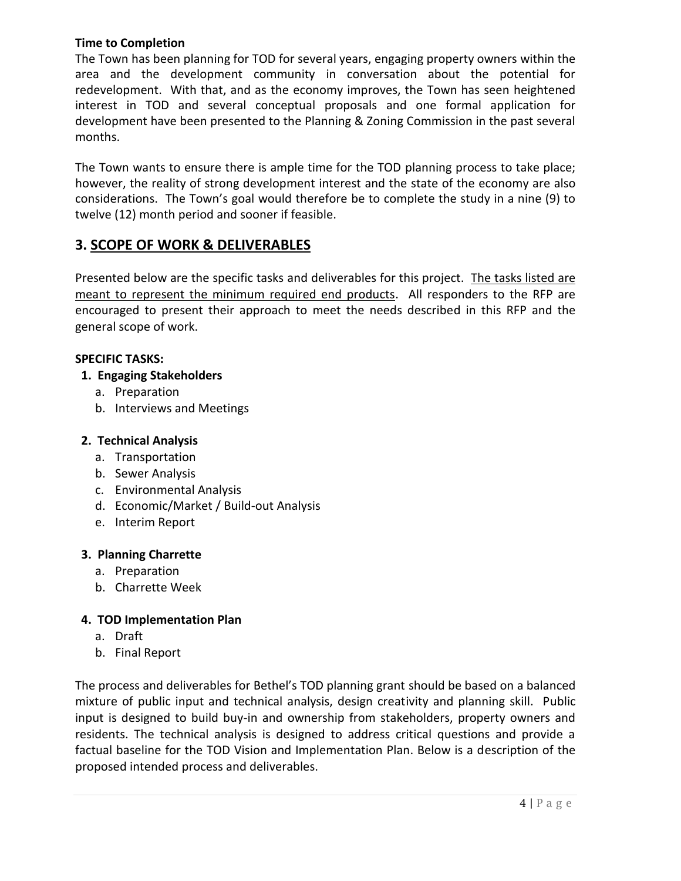**Time to Completion**

The Town has been planning for TOD for several years, engaging property owners within the area and the development community in conversation about the potential for redevelopment. With that, and as the economy improves, the Town has seen heightened interest in TOD and several conceptual proposals and one formal application for development have been presented to the Planning & Zoning Commission in the past several months.

The Town wants to ensure there is ample time for the TOD planning process to take place; however, the reality of strong development interest and the state of the economy are also considerations. The Town's goal would therefore be to complete the study in a nine (9) to twelve (12) month period and sooner if feasible.

## 3. SCOPE OF WORK & DELIVERABLES

Presented below are the specific tasks and deliverables for this project. The tasks listed are meant to represent the minimum required end products. All responders to the RFP are encouraged to present their approach to meet the needs described in this RFP and the general scope of work.

**SPECIFIC TASKS:**

1. **Engaging Stakeholders**
   a. Preparation
   b. Interviews and Meetings

2. **Technical Analysis**
   a. Transportation
   b. Sewer Analysis
   c. Environmental Analysis
   d. Economic/Market / Build-out Analysis
   e. Interim Report

3. **Planning Charrette**
   a. Preparation
   b. Charrette Week

4. **TOD Implementation Plan**
   a. Draft
   b. Final Report

The process and deliverables for Bethel's TOD planning grant should be based on a balanced mixture of public input and technical analysis, design creativity and planning skill. Public input is designed to build buy-in and ownership from stakeholders, property owners and residents. The technical analysis is designed to address critical questions and provide a factual baseline for the TOD Vision and Implementation Plan. Below is a description of the proposed intended process and deliverables.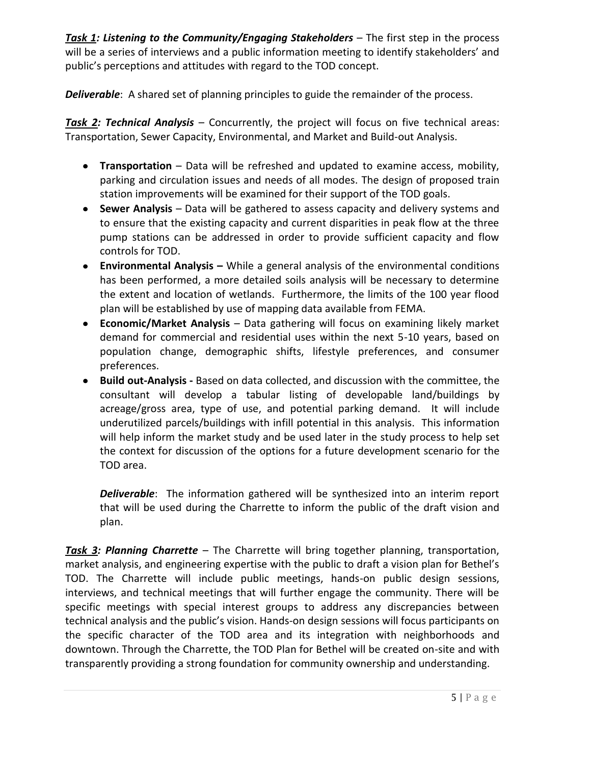***Task 1*: *Listening to the Community/Engaging Stakeholders*** – The first step in the process will be a series of interviews and a public information meeting to identify stakeholders' and public's perceptions and attitudes with regard to the TOD concept.

***Deliverable***: A shared set of planning principles to guide the remainder of the process.

***Task 2*: *Technical Analysis*** – Concurrently, the project will focus on five technical areas: Transportation, Sewer Capacity, Environmental, and Market and Build-out Analysis.

- **Transportation** – Data will be refreshed and updated to examine access, mobility, parking and circulation issues and needs of all modes. The design of proposed train station improvements will be examined for their support of the TOD goals.
- **Sewer Analysis** – Data will be gathered to assess capacity and delivery systems and to ensure that the existing capacity and current disparities in peak flow at the three pump stations can be addressed in order to provide sufficient capacity and flow controls for TOD.
- **Environmental Analysis –** While a general analysis of the environmental conditions has been performed, a more detailed soils analysis will be necessary to determine the extent and location of wetlands. Furthermore, the limits of the 100 year flood plan will be established by use of mapping data available from FEMA.
- **Economic/Market Analysis** – Data gathering will focus on examining likely market demand for commercial and residential uses within the next 5-10 years, based on population change, demographic shifts, lifestyle preferences, and consumer preferences.
- **Build out-Analysis -** Based on data collected, and discussion with the committee, the consultant will develop a tabular listing of developable land/buildings by acreage/gross area, type of use, and potential parking demand. It will include underutilized parcels/buildings with infill potential in this analysis. This information will help inform the market study and be used later in the study process to help set the context for discussion of the options for a future development scenario for the TOD area.

  ***Deliverable***: The information gathered will be synthesized into an interim report that will be used during the Charrette to inform the public of the draft vision and plan.

***Task 3*: *Planning Charrette*** – The Charrette will bring together planning, transportation, market analysis, and engineering expertise with the public to draft a vision plan for Bethel's TOD. The Charrette will include public meetings, hands-on public design sessions, interviews, and technical meetings that will further engage the community. There will be specific meetings with special interest groups to address any discrepancies between technical analysis and the public's vision. Hands-on design sessions will focus participants on the specific character of the TOD area and its integration with neighborhoods and downtown. Through the Charrette, the TOD Plan for Bethel will be created on-site and with transparently providing a strong foundation for community ownership and understanding.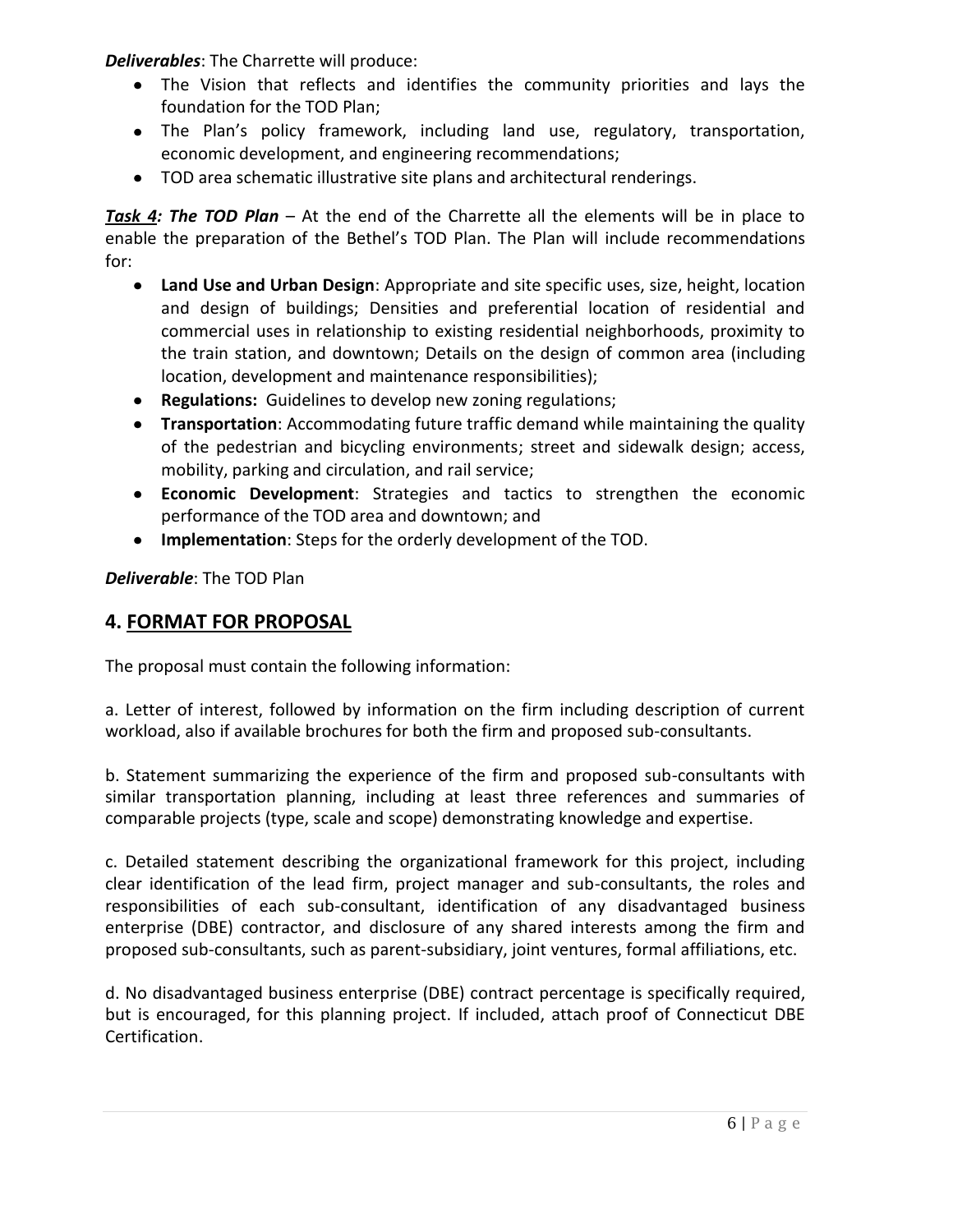***Deliverables***: The Charrette will produce:

- The Vision that reflects and identifies the community priorities and lays the foundation for the TOD Plan;
- The Plan's policy framework, including land use, regulatory, transportation, economic development, and engineering recommendations;
- TOD area schematic illustrative site plans and architectural renderings.

***Task 4: The TOD Plan*** – At the end of the Charrette all the elements will be in place to enable the preparation of the Bethel's TOD Plan. The Plan will include recommendations for:

- **Land Use and Urban Design**: Appropriate and site specific uses, size, height, location and design of buildings; Densities and preferential location of residential and commercial uses in relationship to existing residential neighborhoods, proximity to the train station, and downtown; Details on the design of common area (including location, development and maintenance responsibilities);
- **Regulations:** Guidelines to develop new zoning regulations;
- **Transportation**: Accommodating future traffic demand while maintaining the quality of the pedestrian and bicycling environments; street and sidewalk design; access, mobility, parking and circulation, and rail service;
- **Economic Development**: Strategies and tactics to strengthen the economic performance of the TOD area and downtown; and
- **Implementation**: Steps for the orderly development of the TOD.

***Deliverable***: The TOD Plan

## 4. FORMAT FOR PROPOSAL

The proposal must contain the following information:

a. Letter of interest, followed by information on the firm including description of current workload, also if available brochures for both the firm and proposed sub-consultants.

b. Statement summarizing the experience of the firm and proposed sub-consultants with similar transportation planning, including at least three references and summaries of comparable projects (type, scale and scope) demonstrating knowledge and expertise.

c. Detailed statement describing the organizational framework for this project, including clear identification of the lead firm, project manager and sub-consultants, the roles and responsibilities of each sub-consultant, identification of any disadvantaged business enterprise (DBE) contractor, and disclosure of any shared interests among the firm and proposed sub-consultants, such as parent-subsidiary, joint ventures, formal affiliations, etc.

d. No disadvantaged business enterprise (DBE) contract percentage is specifically required, but is encouraged, for this planning project. If included, attach proof of Connecticut DBE Certification.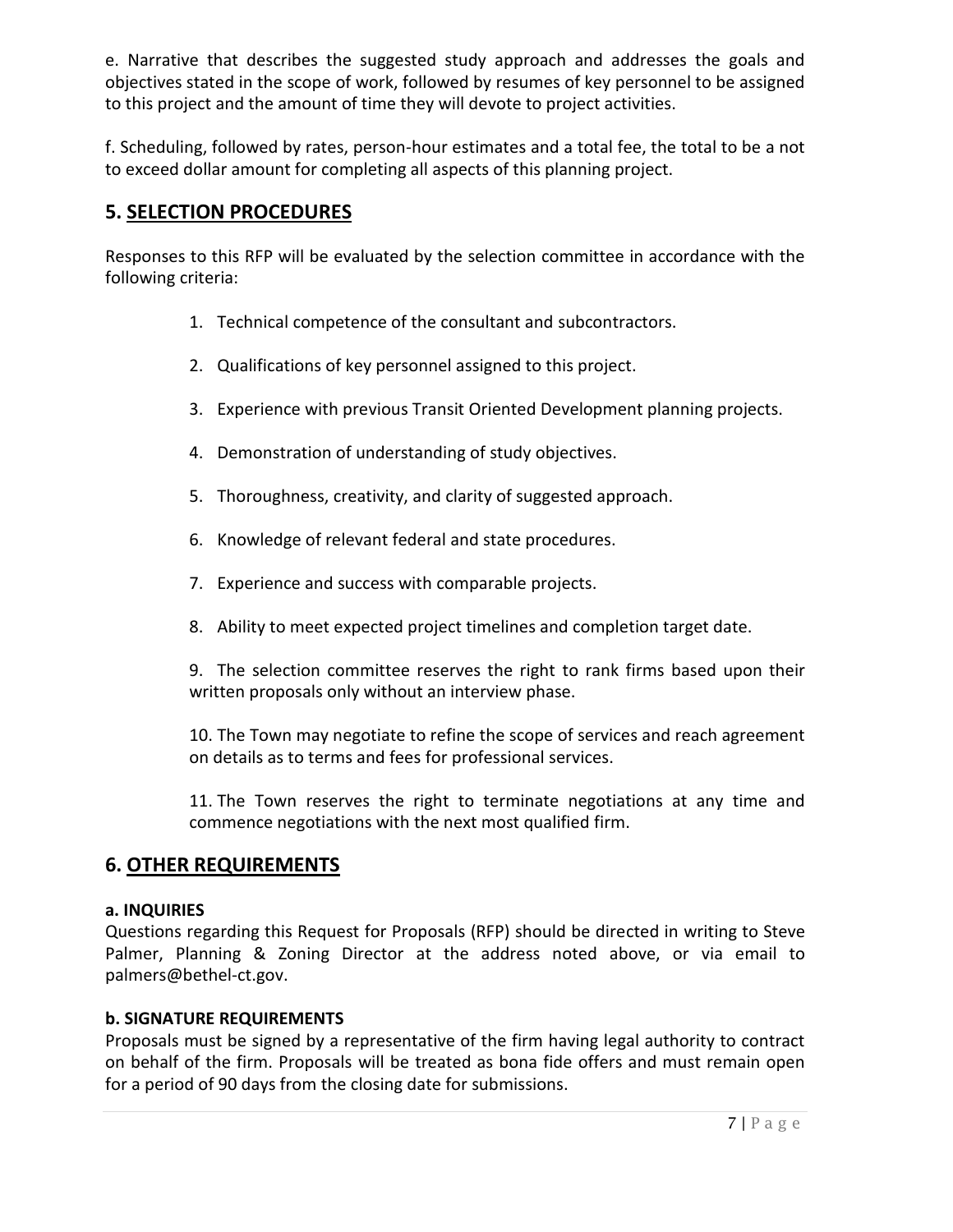e. Narrative that describes the suggested study approach and addresses the goals and objectives stated in the scope of work, followed by resumes of key personnel to be assigned to this project and the amount of time they will devote to project activities.

f. Scheduling, followed by rates, person-hour estimates and a total fee, the total to be a not to exceed dollar amount for completing all aspects of this planning project.

## 5. SELECTION PROCEDURES

Responses to this RFP will be evaluated by the selection committee in accordance with the following criteria:

1. Technical competence of the consultant and subcontractors.
2. Qualifications of key personnel assigned to this project.
3. Experience with previous Transit Oriented Development planning projects.
4. Demonstration of understanding of study objectives.
5. Thoroughness, creativity, and clarity of suggested approach.
6. Knowledge of relevant federal and state procedures.
7. Experience and success with comparable projects.
8. Ability to meet expected project timelines and completion target date.
9. The selection committee reserves the right to rank firms based upon their written proposals only without an interview phase.
10. The Town may negotiate to refine the scope of services and reach agreement on details as to terms and fees for professional services.
11. The Town reserves the right to terminate negotiations at any time and commence negotiations with the next most qualified firm.

## 6. OTHER REQUIREMENTS

**a. INQUIRIES**

Questions regarding this Request for Proposals (RFP) should be directed in writing to Steve Palmer, Planning & Zoning Director at the address noted above, or via email to palmers@bethel-ct.gov.

**b. SIGNATURE REQUIREMENTS**

Proposals must be signed by a representative of the firm having legal authority to contract on behalf of the firm. Proposals will be treated as bona fide offers and must remain open for a period of 90 days from the closing date for submissions.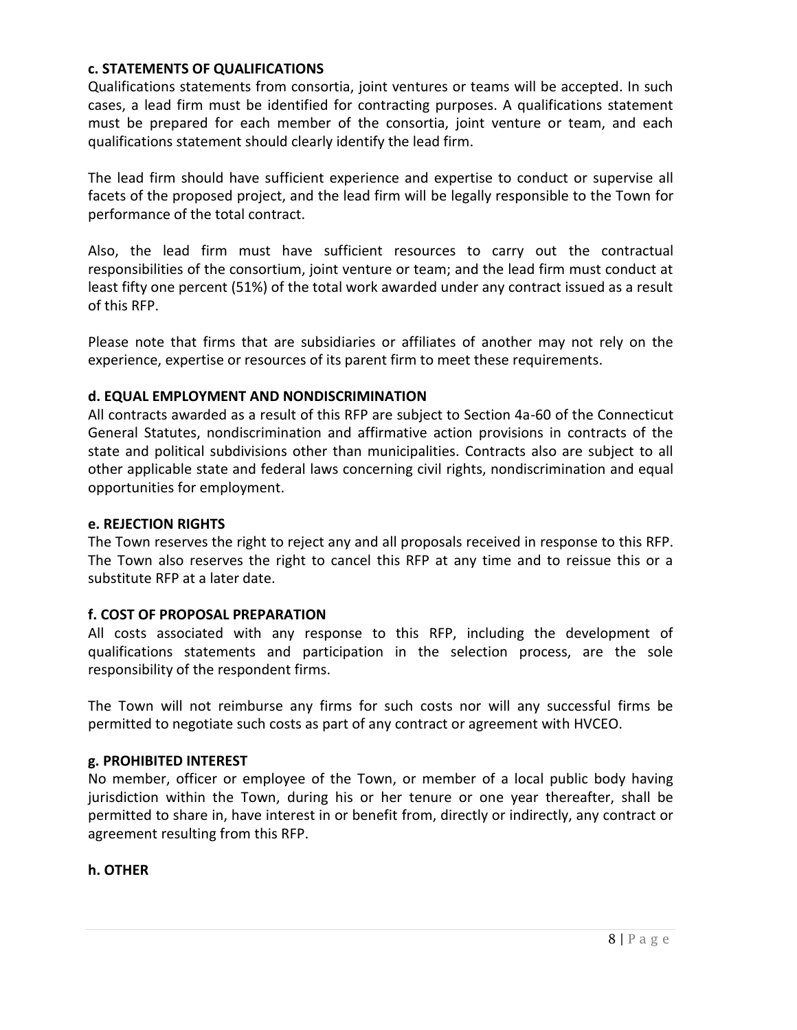#### c. STATEMENTS OF QUALIFICATIONS

Qualifications statements from consortia, joint ventures or teams will be accepted. In such cases, a lead firm must be identified for contracting purposes. A qualifications statement must be prepared for each member of the consortia, joint venture or team, and each qualifications statement should clearly identify the lead firm.

The lead firm should have sufficient experience and expertise to conduct or supervise all facets of the proposed project, and the lead firm will be legally responsible to the Town for performance of the total contract.

Also, the lead firm must have sufficient resources to carry out the contractual responsibilities of the consortium, joint venture or team; and the lead firm must conduct at least fifty one percent (51%) of the total work awarded under any contract issued as a result of this RFP.

Please note that firms that are subsidiaries or affiliates of another may not rely on the experience, expertise or resources of its parent firm to meet these requirements.

#### d. EQUAL EMPLOYMENT AND NONDISCRIMINATION

All contracts awarded as a result of this RFP are subject to Section 4a-60 of the Connecticut General Statutes, nondiscrimination and affirmative action provisions in contracts of the state and political subdivisions other than municipalities. Contracts also are subject to all other applicable state and federal laws concerning civil rights, nondiscrimination and equal opportunities for employment.

#### e. REJECTION RIGHTS

The Town reserves the right to reject any and all proposals received in response to this RFP. The Town also reserves the right to cancel this RFP at any time and to reissue this or a substitute RFP at a later date.

#### f. COST OF PROPOSAL PREPARATION

All costs associated with any response to this RFP, including the development of qualifications statements and participation in the selection process, are the sole responsibility of the respondent firms.

The Town will not reimburse any firms for such costs nor will any successful firms be permitted to negotiate such costs as part of any contract or agreement with HVCEO.

#### g. PROHIBITED INTEREST

No member, officer or employee of the Town, or member of a local public body having jurisdiction within the Town, during his or her tenure or one year thereafter, shall be permitted to share in, have interest in or benefit from, directly or indirectly, any contract or agreement resulting from this RFP.

#### h. OTHER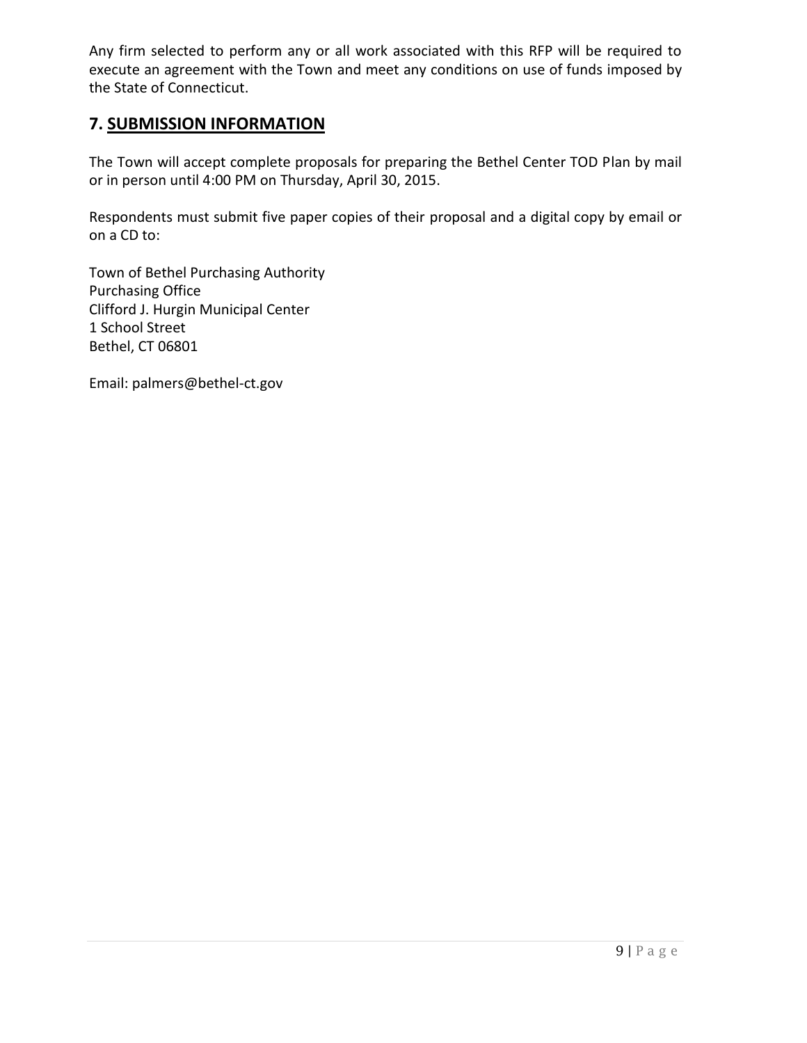Any firm selected to perform any or all work associated with this RFP will be required to execute an agreement with the Town and meet any conditions on use of funds imposed by the State of Connecticut.

## 7. SUBMISSION INFORMATION

The Town will accept complete proposals for preparing the Bethel Center TOD Plan by mail or in person until 4:00 PM on Thursday, April 30, 2015.

Respondents must submit five paper copies of their proposal and a digital copy by email or on a CD to:

Town of Bethel Purchasing Authority
Purchasing Office
Clifford J. Hurgin Municipal Center
1 School Street
Bethel, CT 06801

Email: palmers@bethel-ct.gov